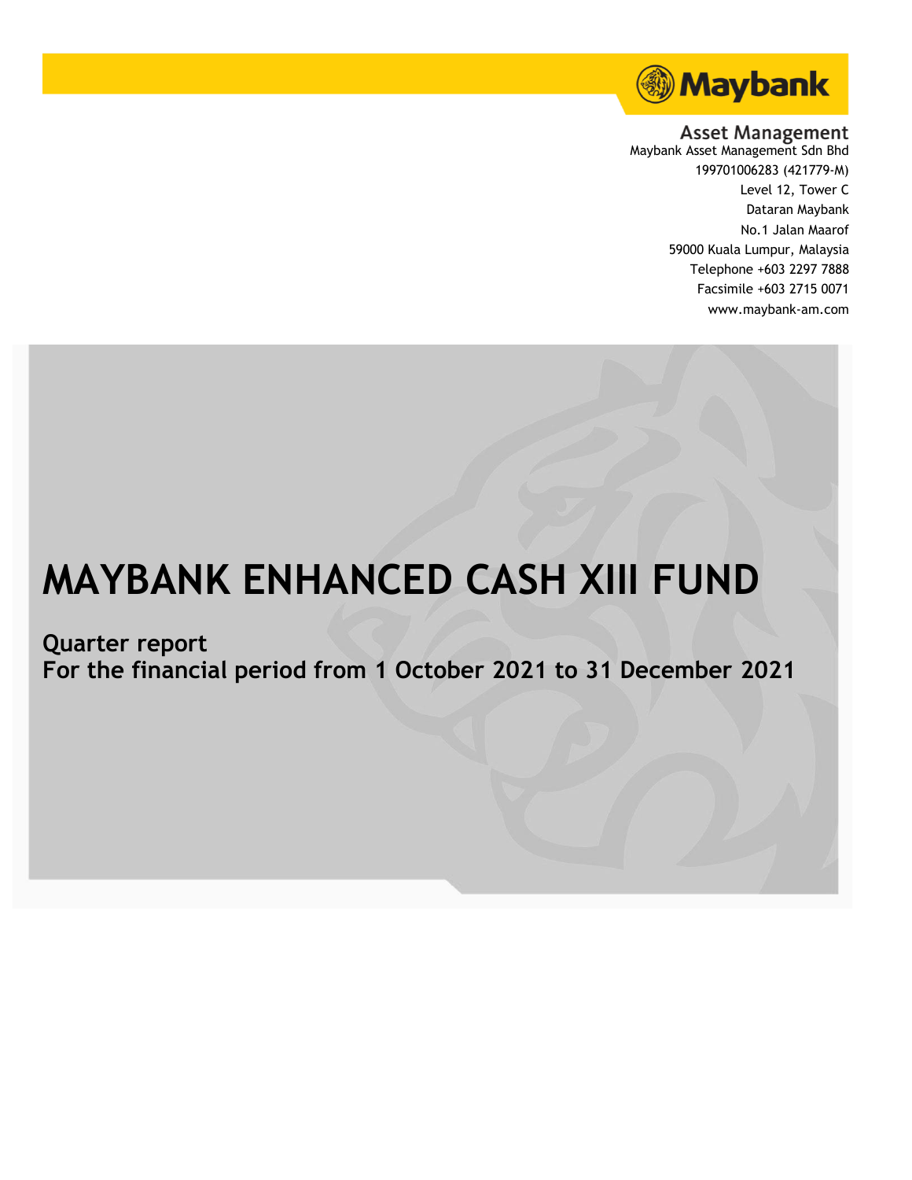Maybank

Asset Management
Maybank Asset Management Sdn Bhd
199701006283 (421779-M)
Level 12, Tower C
Dataran Maybank
No.1 Jalan Maarof
59000 Kuala Lumpur, Malaysia
Telephone +603 2297 7888
Facsimile +603 2715 0071
www.maybank-am.com

# MAYBANK ENHANCED CASH XIII FUND

## Quarter report
## For the financial period from 1 October 2021 to 31 December 2021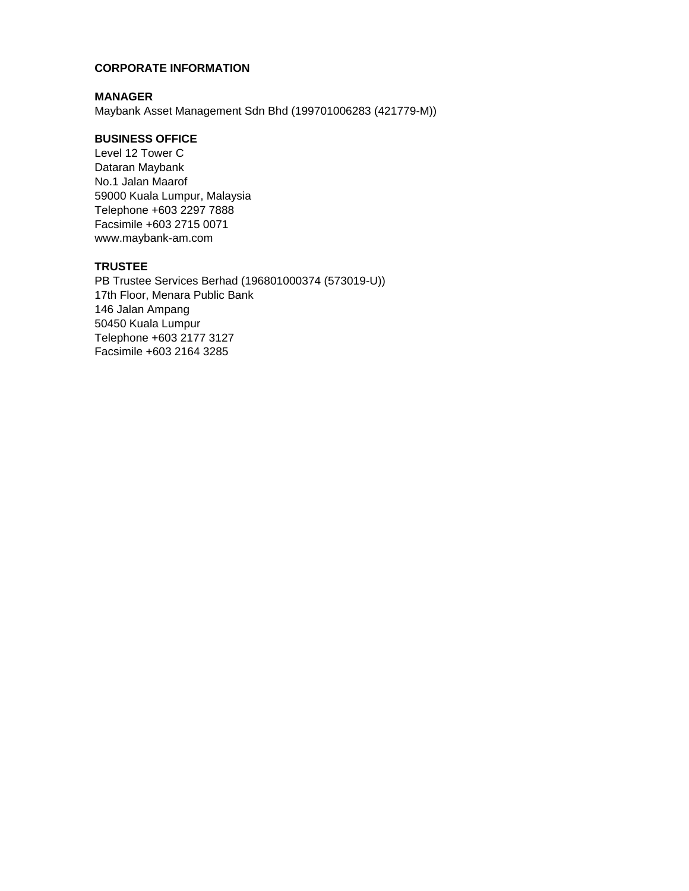# CORPORATE INFORMATION

## MANAGER

Maybank Asset Management Sdn Bhd (199701006283 (421779-M))

## BUSINESS OFFICE

Level 12 Tower C
Dataran Maybank
No.1 Jalan Maarof
59000 Kuala Lumpur, Malaysia
Telephone +603 2297 7888
Facsimile +603 2715 0071
www.maybank-am.com

## TRUSTEE

PB Trustee Services Berhad (196801000374 (573019-U))
17th Floor, Menara Public Bank
146 Jalan Ampang
50450 Kuala Lumpur
Telephone +603 2177 3127
Facsimile +603 2164 3285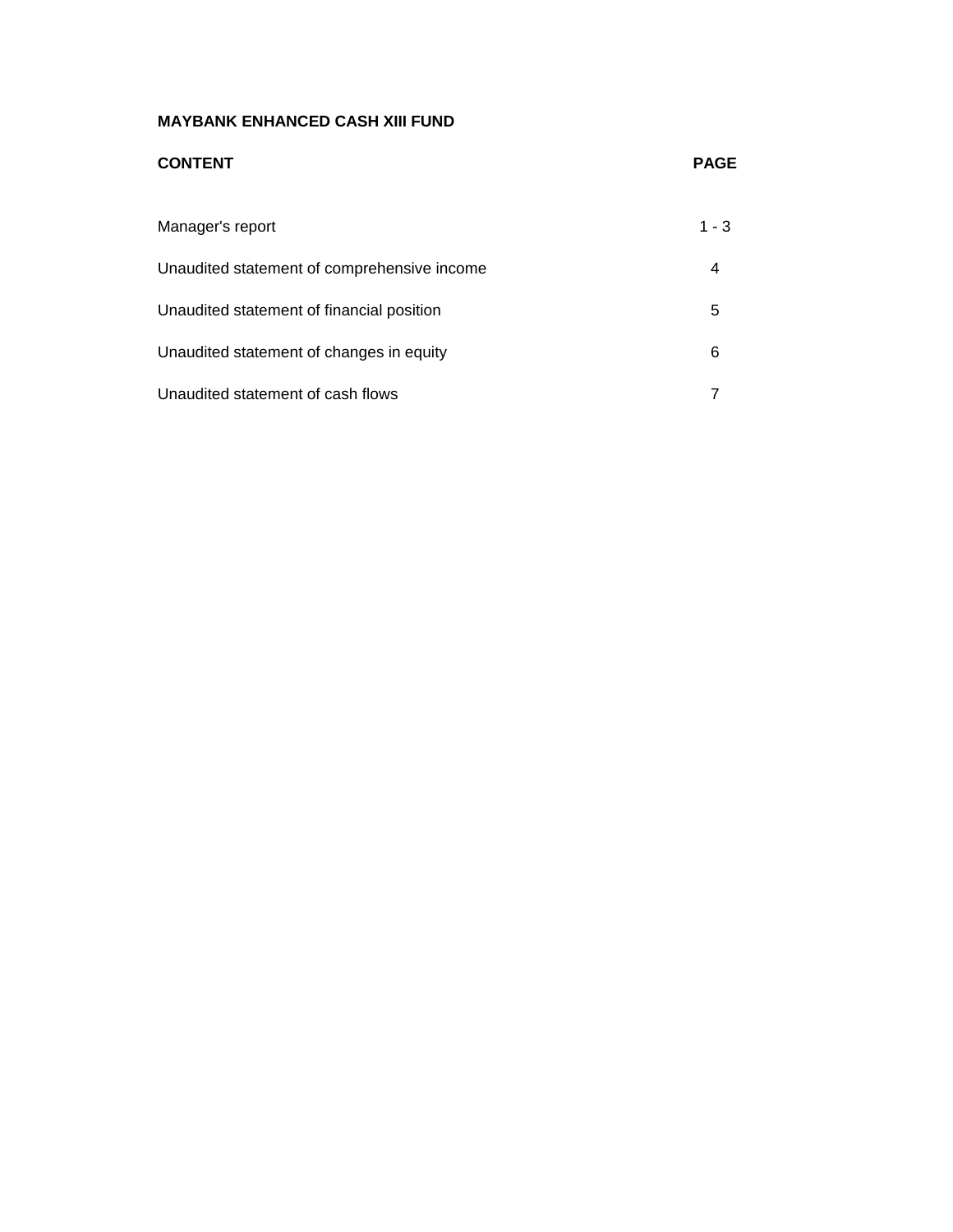**MAYBANK ENHANCED CASH XIII FUND**

| CONTENT | PAGE |
|---|---|
| Manager's report | 1 - 3 |
| Unaudited statement of comprehensive income | 4 |
| Unaudited statement of financial position | 5 |
| Unaudited statement of changes in equity | 6 |
| Unaudited statement of cash flows | 7 |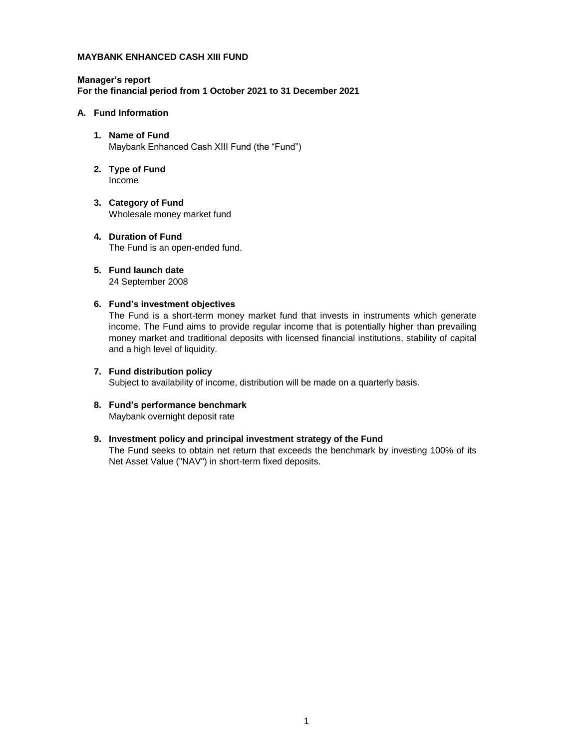**MAYBANK ENHANCED CASH XIII FUND**

**Manager's report**
**For the financial period from 1 October 2021 to 31 December 2021**

**A. Fund Information**

1. **Name of Fund**
   Maybank Enhanced Cash XIII Fund (the "Fund")

2. **Type of Fund**
   Income

3. **Category of Fund**
   Wholesale money market fund

4. **Duration of Fund**
   The Fund is an open-ended fund.

5. **Fund launch date**
   24 September 2008

6. **Fund's investment objectives**
   The Fund is a short-term money market fund that invests in instruments which generate income. The Fund aims to provide regular income that is potentially higher than prevailing money market and traditional deposits with licensed financial institutions, stability of capital and a high level of liquidity.

7. **Fund distribution policy**
   Subject to availability of income, distribution will be made on a quarterly basis.

8. **Fund's performance benchmark**
   Maybank overnight deposit rate

9. **Investment policy and principal investment strategy of the Fund**
   The Fund seeks to obtain net return that exceeds the benchmark by investing 100% of its Net Asset Value ("NAV") in short-term fixed deposits.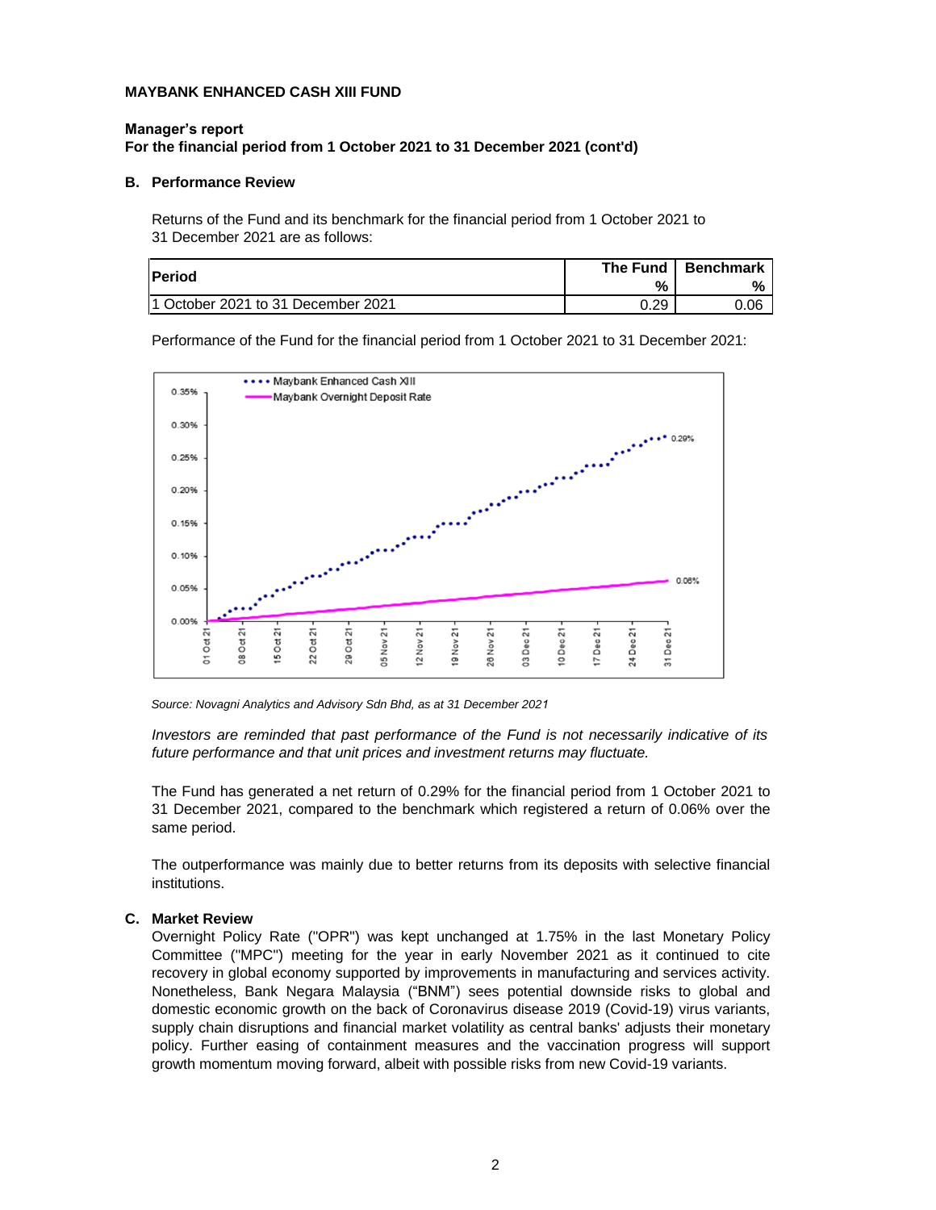**MAYBANK ENHANCED CASH XIII FUND**

**Manager's report**
**For the financial period from 1 October 2021 to 31 December 2021 (cont'd)**

**B. Performance Review**

Returns of the Fund and its benchmark for the financial period from 1 October 2021 to 31 December 2021 are as follows:

| Period | The Fund % | Benchmark % |
|---|---|---|
| 1 October 2021 to 31 December 2021 | 0.29 | 0.06 |

Performance of the Fund for the financial period from 1 October 2021 to 31 December 2021:

*Source: Novagni Analytics and Advisory Sdn Bhd, as at 31 December 2021*

*Investors are reminded that past performance of the Fund is not necessarily indicative of its future performance and that unit prices and investment returns may fluctuate.*

The Fund has generated a net return of 0.29% for the financial period from 1 October 2021 to 31 December 2021, compared to the benchmark which registered a return of 0.06% over the same period.

The outperformance was mainly due to better returns from its deposits with selective financial institutions.

**C. Market Review**

Overnight Policy Rate ("OPR") was kept unchanged at 1.75% in the last Monetary Policy Committee ("MPC") meeting for the year in early November 2021 as it continued to cite recovery in global economy supported by improvements in manufacturing and services activity. Nonetheless, Bank Negara Malaysia ("BNM") sees potential downside risks to global and domestic economic growth on the back of Coronavirus disease 2019 (Covid-19) virus variants, supply chain disruptions and financial market volatility as central banks' adjusts their monetary policy. Further easing of containment measures and the vaccination progress will support growth momentum moving forward, albeit with possible risks from new Covid-19 variants.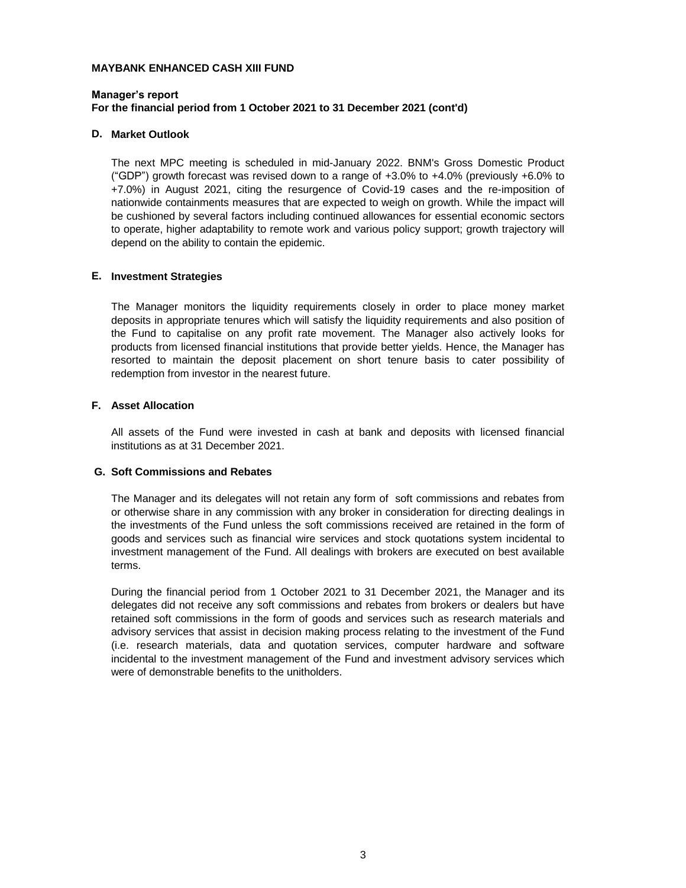**MAYBANK ENHANCED CASH XIII FUND**

**Manager's report**
**For the financial period from 1 October 2021 to 31 December 2021 (cont'd)**

## D. Market Outlook

The next MPC meeting is scheduled in mid-January 2022. BNM's Gross Domestic Product ("GDP") growth forecast was revised down to a range of +3.0% to +4.0% (previously +6.0% to +7.0%) in August 2021, citing the resurgence of Covid-19 cases and the re-imposition of nationwide containments measures that are expected to weigh on growth. While the impact will be cushioned by several factors including continued allowances for essential economic sectors to operate, higher adaptability to remote work and various policy support; growth trajectory will depend on the ability to contain the epidemic.

## E. Investment Strategies

The Manager monitors the liquidity requirements closely in order to place money market deposits in appropriate tenures which will satisfy the liquidity requirements and also position of the Fund to capitalise on any profit rate movement. The Manager also actively looks for products from licensed financial institutions that provide better yields. Hence, the Manager has resorted to maintain the deposit placement on short tenure basis to cater possibility of redemption from investor in the nearest future.

## F. Asset Allocation

All assets of the Fund were invested in cash at bank and deposits with licensed financial institutions as at 31 December 2021.

## G. Soft Commissions and Rebates

The Manager and its delegates will not retain any form of soft commissions and rebates from or otherwise share in any commission with any broker in consideration for directing dealings in the investments of the Fund unless the soft commissions received are retained in the form of goods and services such as financial wire services and stock quotations system incidental to investment management of the Fund. All dealings with brokers are executed on best available terms.

During the financial period from 1 October 2021 to 31 December 2021, the Manager and its delegates did not receive any soft commissions and rebates from brokers or dealers but have retained soft commissions in the form of goods and services such as research materials and advisory services that assist in decision making process relating to the investment of the Fund (i.e. research materials, data and quotation services, computer hardware and software incidental to the investment management of the Fund and investment advisory services which were of demonstrable benefits to the unitholders.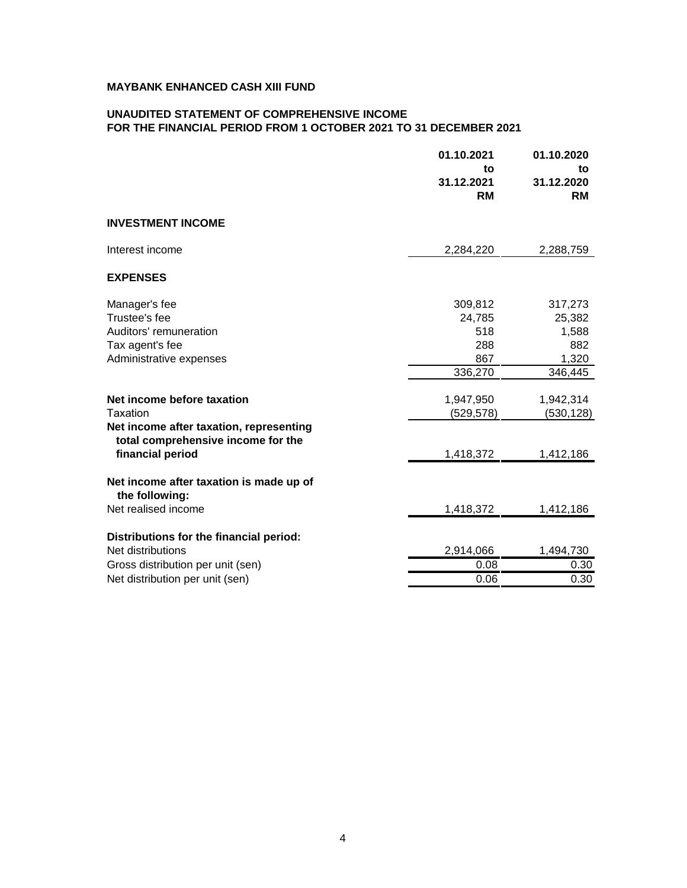**MAYBANK ENHANCED CASH XIII FUND**

**UNAUDITED STATEMENT OF COMPREHENSIVE INCOME**
**FOR THE FINANCIAL PERIOD FROM 1 OCTOBER 2021 TO 31 DECEMBER 2021**

| | 01.10.2021 to 31.12.2021 RM | 01.10.2020 to 31.12.2020 RM |
|---|---|---|
| **INVESTMENT INCOME** | | |
| Interest income | 2,284,220 | 2,288,759 |
| **EXPENSES** | | |
| Manager's fee | 309,812 | 317,273 |
| Trustee's fee | 24,785 | 25,382 |
| Auditors' remuneration | 518 | 1,588 |
| Tax agent's fee | 288 | 882 |
| Administrative expenses | 867 | 1,320 |
| | 336,270 | 346,445 |
| **Net income before taxation** | 1,947,950 | 1,942,314 |
| Taxation | (529,578) | (530,128) |
| **Net income after taxation, representing total comprehensive income for the financial period** | 1,418,372 | 1,412,186 |
| **Net income after taxation is made up of the following:** | | |
| Net realised income | 1,418,372 | 1,412,186 |
| **Distributions for the financial period:** | | |
| Net distributions | 2,914,066 | 1,494,730 |
| Gross distribution per unit (sen) | 0.08 | 0.30 |
| Net distribution per unit (sen) | 0.06 | 0.30 |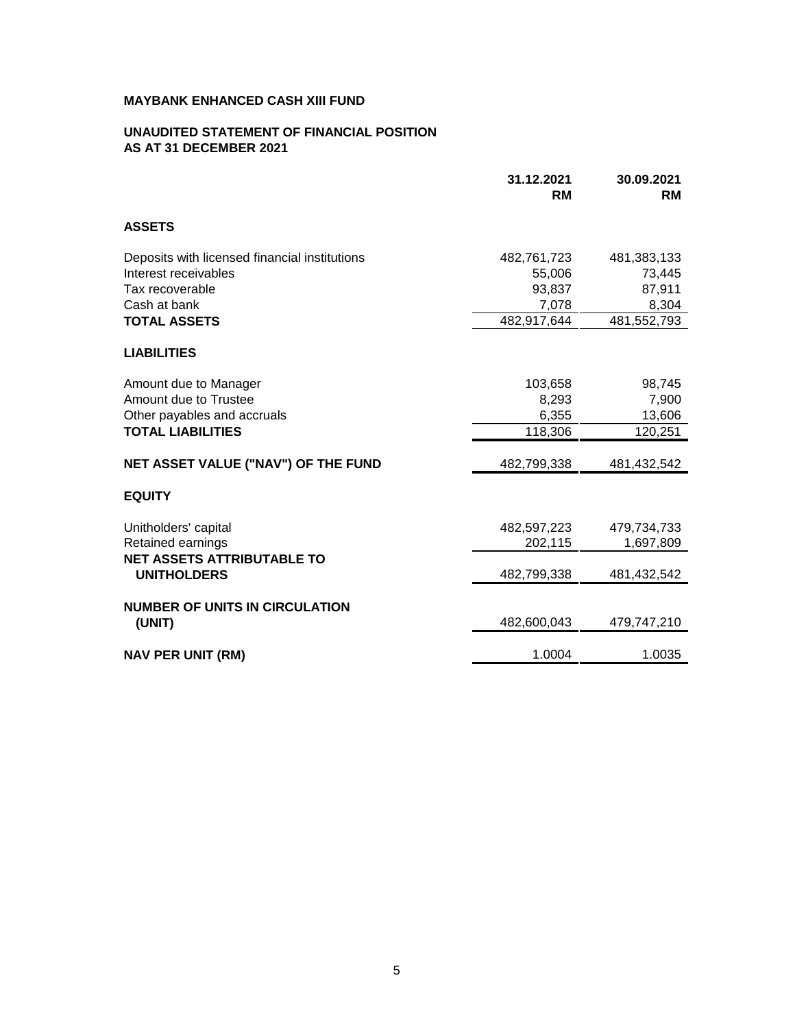**MAYBANK ENHANCED CASH XIII FUND**

**UNAUDITED STATEMENT OF FINANCIAL POSITION**
**AS AT 31 DECEMBER 2021**

| | 31.12.2021 RM | 30.09.2021 RM |
|---|---|---|
| **ASSETS** | | |
| Deposits with licensed financial institutions | 482,761,723 | 481,383,133 |
| Interest receivables | 55,006 | 73,445 |
| Tax recoverable | 93,837 | 87,911 |
| Cash at bank | 7,078 | 8,304 |
| **TOTAL ASSETS** | 482,917,644 | 481,552,793 |
| **LIABILITIES** | | |
| Amount due to Manager | 103,658 | 98,745 |
| Amount due to Trustee | 8,293 | 7,900 |
| Other payables and accruals | 6,355 | 13,606 |
| **TOTAL LIABILITIES** | 118,306 | 120,251 |
| **NET ASSET VALUE ("NAV") OF THE FUND** | 482,799,338 | 481,432,542 |
| **EQUITY** | | |
| Unitholders' capital | 482,597,223 | 479,734,733 |
| Retained earnings | 202,115 | 1,697,809 |
| **NET ASSETS ATTRIBUTABLE TO UNITHOLDERS** | 482,799,338 | 481,432,542 |
| **NUMBER OF UNITS IN CIRCULATION (UNIT)** | 482,600,043 | 479,747,210 |
| **NAV PER UNIT (RM)** | 1.0004 | 1.0035 |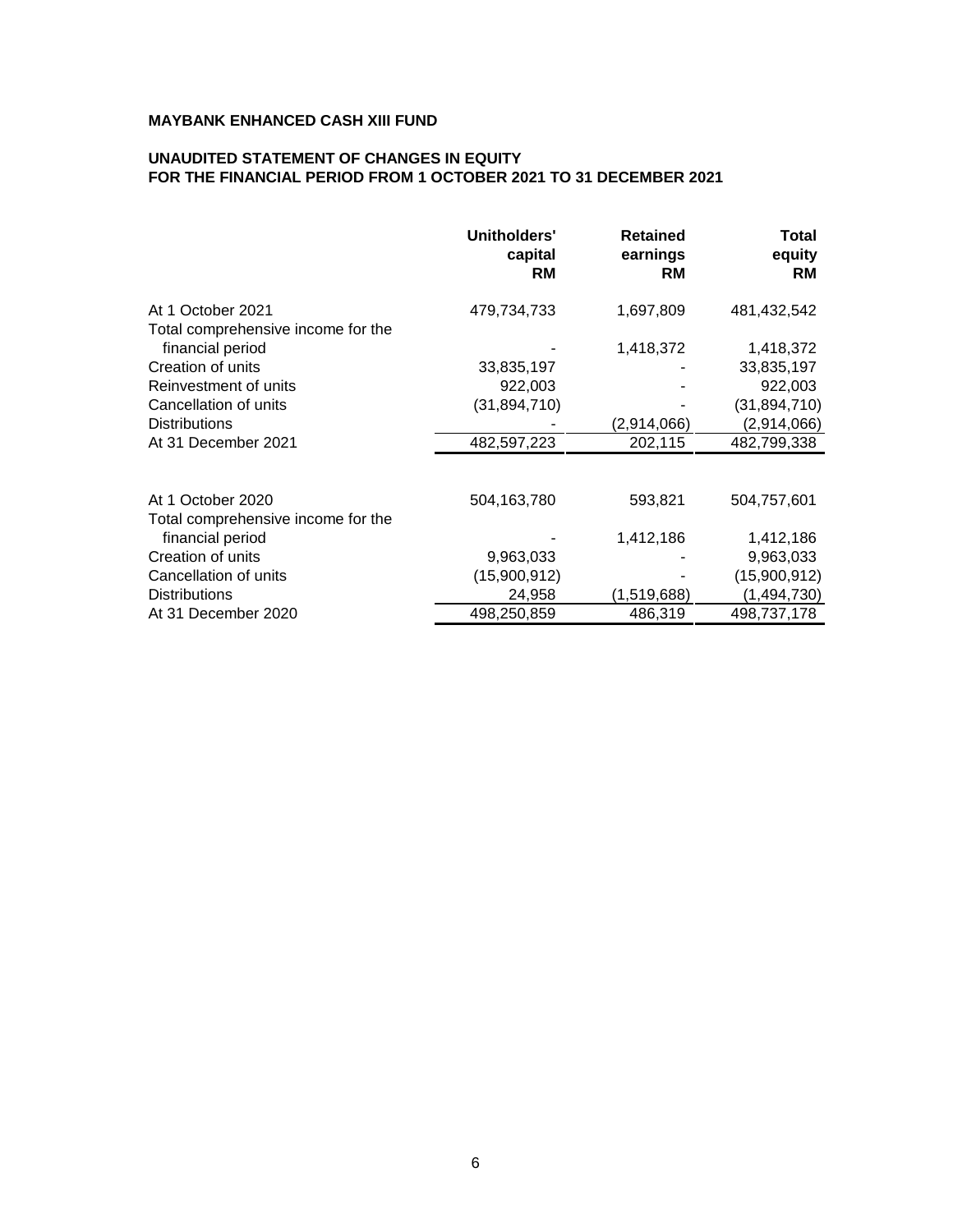**MAYBANK ENHANCED CASH XIII FUND**

**UNAUDITED STATEMENT OF CHANGES IN EQUITY**
**FOR THE FINANCIAL PERIOD FROM 1 OCTOBER 2021 TO 31 DECEMBER 2021**

| | Unitholders' capital RM | Retained earnings RM | Total equity RM |
|---|---|---|---|
| At 1 October 2021 | 479,734,733 | 1,697,809 | 481,432,542 |
| Total comprehensive income for the financial period | - | 1,418,372 | 1,418,372 |
| Creation of units | 33,835,197 | - | 33,835,197 |
| Reinvestment of units | 922,003 | - | 922,003 |
| Cancellation of units | (31,894,710) | - | (31,894,710) |
| Distributions | - | (2,914,066) | (2,914,066) |
| At 31 December 2021 | 482,597,223 | 202,115 | 482,799,338 |
| | | | |
| At 1 October 2020 | 504,163,780 | 593,821 | 504,757,601 |
| Total comprehensive income for the financial period | - | 1,412,186 | 1,412,186 |
| Creation of units | 9,963,033 | - | 9,963,033 |
| Cancellation of units | (15,900,912) | - | (15,900,912) |
| Distributions | 24,958 | (1,519,688) | (1,494,730) |
| At 31 December 2020 | 498,250,859 | 486,319 | 498,737,178 |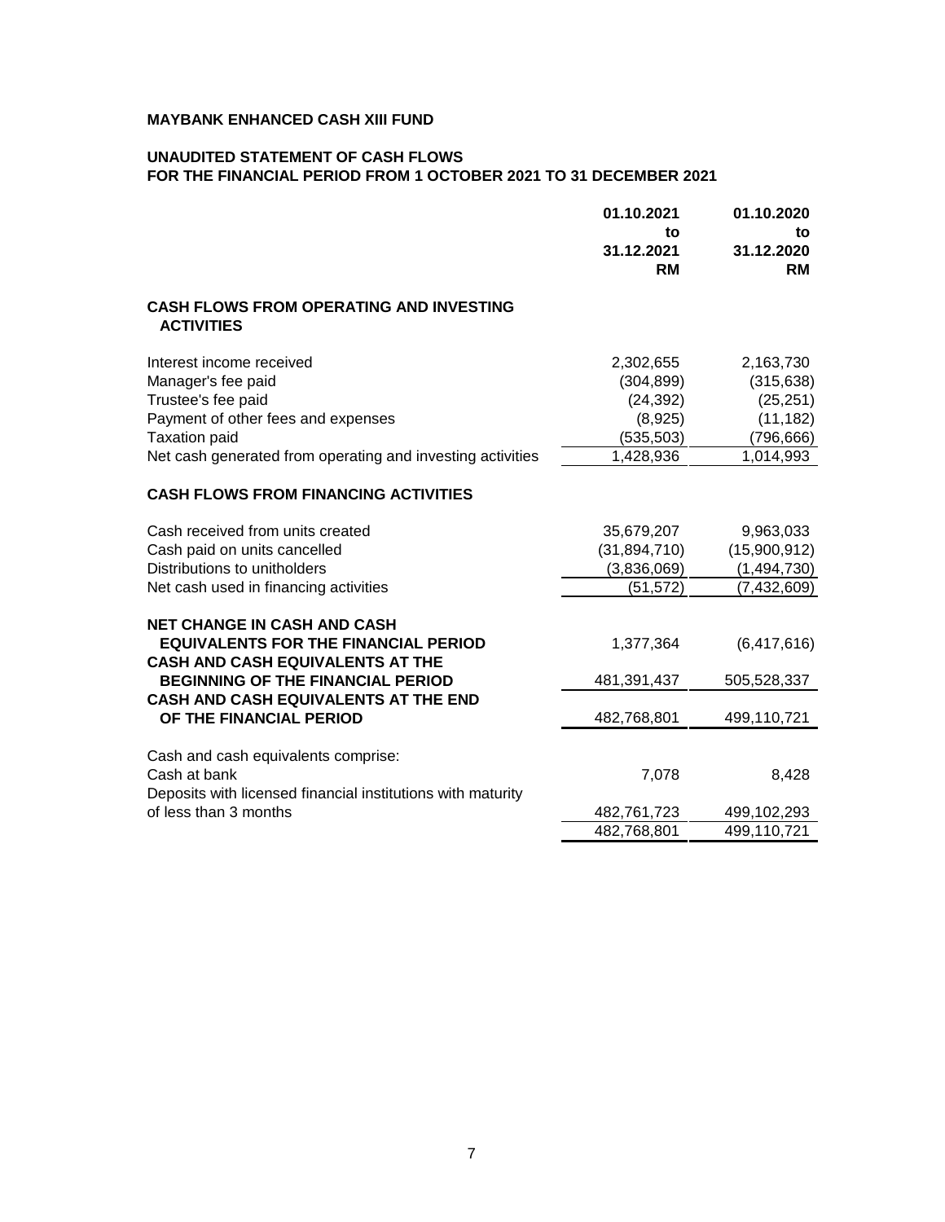**MAYBANK ENHANCED CASH XIII FUND**

**UNAUDITED STATEMENT OF CASH FLOWS**
**FOR THE FINANCIAL PERIOD FROM 1 OCTOBER 2021 TO 31 DECEMBER 2021**

| | 01.10.2021 to 31.12.2021 RM | 01.10.2020 to 31.12.2020 RM |
|---|---|---|
| **CASH FLOWS FROM OPERATING AND INVESTING ACTIVITIES** | | |
| Interest income received | 2,302,655 | 2,163,730 |
| Manager's fee paid | (304,899) | (315,638) |
| Trustee's fee paid | (24,392) | (25,251) |
| Payment of other fees and expenses | (8,925) | (11,182) |
| Taxation paid | (535,503) | (796,666) |
| Net cash generated from operating and investing activities | 1,428,936 | 1,014,993 |
| **CASH FLOWS FROM FINANCING ACTIVITIES** | | |
| Cash received from units created | 35,679,207 | 9,963,033 |
| Cash paid on units cancelled | (31,894,710) | (15,900,912) |
| Distributions to unitholders | (3,836,069) | (1,494,730) |
| Net cash used in financing activities | (51,572) | (7,432,609) |
| **NET CHANGE IN CASH AND CASH EQUIVALENTS FOR THE FINANCIAL PERIOD** | 1,377,364 | (6,417,616) |
| **CASH AND CASH EQUIVALENTS AT THE BEGINNING OF THE FINANCIAL PERIOD** | 481,391,437 | 505,528,337 |
| **CASH AND CASH EQUIVALENTS AT THE END OF THE FINANCIAL PERIOD** | 482,768,801 | 499,110,721 |
| Cash and cash equivalents comprise: | | |
| Cash at bank | 7,078 | 8,428 |
| Deposits with licensed financial institutions with maturity of less than 3 months | 482,761,723 | 499,102,293 |
| | 482,768,801 | 499,110,721 |